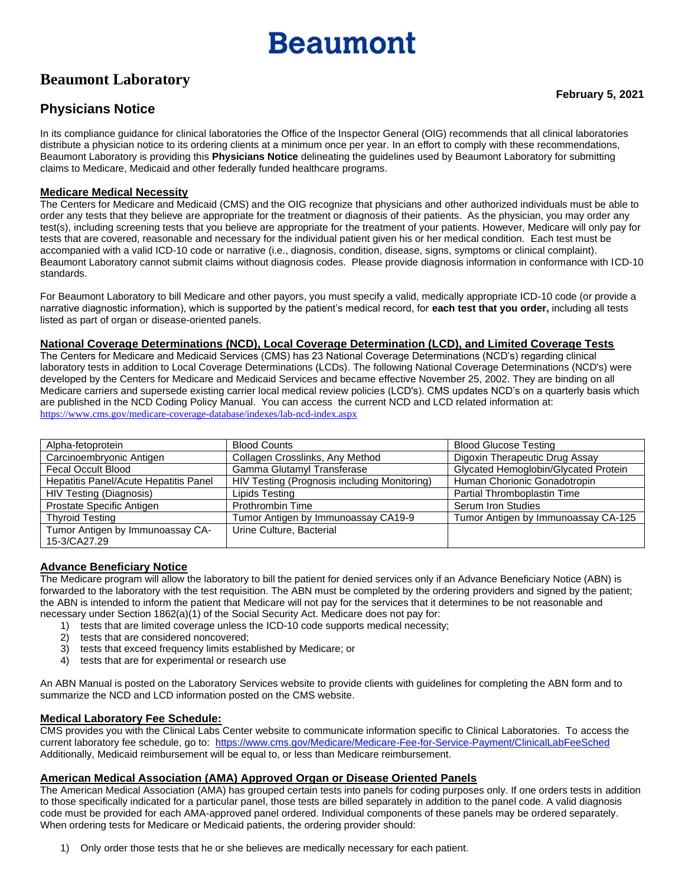# Beaumont

## Beaumont Laboratory

**February 5, 2021**

## Physicians Notice

In its compliance guidance for clinical laboratories the Office of the Inspector General (OIG) recommends that all clinical laboratories distribute a physician notice to its ordering clients at a minimum once per year. In an effort to comply with these recommendations, Beaumont Laboratory is providing this **Physicians Notice** delineating the guidelines used by Beaumont Laboratory for submitting claims to Medicare, Medicaid and other federally funded healthcare programs.

### Medicare Medical Necessity

The Centers for Medicare and Medicaid (CMS) and the OIG recognize that physicians and other authorized individuals must be able to order any tests that they believe are appropriate for the treatment or diagnosis of their patients. As the physician, you may order any test(s), including screening tests that you believe are appropriate for the treatment of your patients. However, Medicare will only pay for tests that are covered, reasonable and necessary for the individual patient given his or her medical condition. Each test must be accompanied with a valid ICD-10 code or narrative (i.e., diagnosis, condition, disease, signs, symptoms or clinical complaint). Beaumont Laboratory cannot submit claims without diagnosis codes. Please provide diagnosis information in conformance with ICD-10 standards.

For Beaumont Laboratory to bill Medicare and other payors, you must specify a valid, medically appropriate ICD-10 code (or provide a narrative diagnostic information), which is supported by the patient's medical record, for **each test that you order,** including all tests listed as part of organ or disease-oriented panels.

### National Coverage Determinations (NCD), Local Coverage Determination (LCD), and Limited Coverage Tests

The Centers for Medicare and Medicaid Services (CMS) has 23 National Coverage Determinations (NCD's) regarding clinical laboratory tests in addition to Local Coverage Determinations (LCDs). The following National Coverage Determinations (NCD's) were developed by the Centers for Medicare and Medicaid Services and became effective November 25, 2002. They are binding on all Medicare carriers and supersede existing carrier local medical review policies (LCD's). CMS updates NCD's on a quarterly basis which are published in the NCD Coding Policy Manual. You can access the current NCD and LCD related information at: https://www.cms.gov/medicare-coverage-database/indexes/lab-ncd-index.aspx

| | | |
|---|---|---|
| Alpha-fetoprotein | Blood Counts | Blood Glucose Testing |
| Carcinoembryonic Antigen | Collagen Crosslinks, Any Method | Digoxin Therapeutic Drug Assay |
| Fecal Occult Blood | Gamma Glutamyl Transferase | Glycated Hemoglobin/Glycated Protein |
| Hepatitis Panel/Acute Hepatitis Panel | HIV Testing (Prognosis including Monitoring) | Human Chorionic Gonadotropin |
| HIV Testing (Diagnosis) | Lipids Testing | Partial Thromboplastin Time |
| Prostate Specific Antigen | Prothrombin Time | Serum Iron Studies |
| Thyroid Testing | Tumor Antigen by Immunoassay CA19-9 | Tumor Antigen by Immunoassay CA-125 |
| Tumor Antigen by Immunoassay CA-15-3/CA27.29 | Urine Culture, Bacterial | |

### Advance Beneficiary Notice

The Medicare program will allow the laboratory to bill the patient for denied services only if an Advance Beneficiary Notice (ABN) is forwarded to the laboratory with the test requisition. The ABN must be completed by the ordering providers and signed by the patient; the ABN is intended to inform the patient that Medicare will not pay for the services that it determines to be not reasonable and necessary under Section 1862(a)(1) of the Social Security Act. Medicare does not pay for:

1) tests that are limited coverage unless the ICD-10 code supports medical necessity;
2) tests that are considered noncovered;
3) tests that exceed frequency limits established by Medicare; or
4) tests that are for experimental or research use

An ABN Manual is posted on the Laboratory Services website to provide clients with guidelines for completing the ABN form and to summarize the NCD and LCD information posted on the CMS website.

### Medical Laboratory Fee Schedule:

CMS provides you with the Clinical Labs Center website to communicate information specific to Clinical Laboratories. To access the current laboratory fee schedule, go to: https://www.cms.gov/Medicare/Medicare-Fee-for-Service-Payment/ClinicalLabFeeSched Additionally, Medicaid reimbursement will be equal to, or less than Medicare reimbursement.

### American Medical Association (AMA) Approved Organ or Disease Oriented Panels

The American Medical Association (AMA) has grouped certain tests into panels for coding purposes only. If one orders tests in addition to those specifically indicated for a particular panel, those tests are billed separately in addition to the panel code. A valid diagnosis code must be provided for each AMA-approved panel ordered. Individual components of these panels may be ordered separately. When ordering tests for Medicare or Medicaid patients, the ordering provider should:

1) Only order those tests that he or she believes are medically necessary for each patient.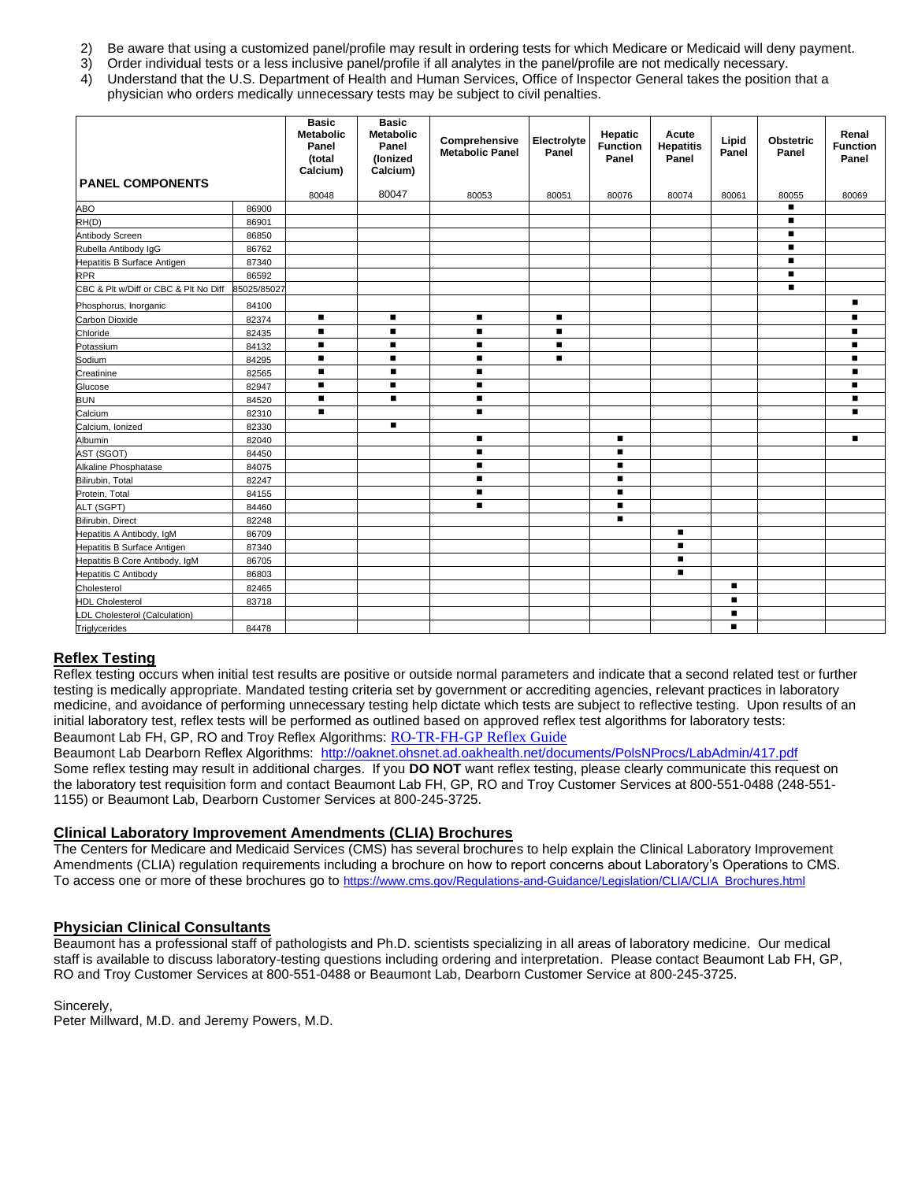2) Be aware that using a customized panel/profile may result in ordering tests for which Medicare or Medicaid will deny payment.
3) Order individual tests or a less inclusive panel/profile if all analytes in the panel/profile are not medically necessary.
4) Understand that the U.S. Department of Health and Human Services, Office of Inspector General takes the position that a physician who orders medically unnecessary tests may be subject to civil penalties.

| PANEL COMPONENTS | | Basic Metabolic Panel (total Calcium) 80048 | Basic Metabolic Panel (Ionized Calcium) 80047 | Comprehensive Metabolic Panel 80053 | Electrolyte Panel 80051 | Hepatic Function Panel 80076 | Acute Hepatitis Panel 80074 | Lipid Panel 80061 | Obstetric Panel 80055 | Renal Function Panel 80069 |
|---|---|---|---|---|---|---|---|---|---|---|
| ABO | 86900 | | | | | | | | ■ | |
| RH(D) | 86901 | | | | | | | | ■ | |
| Antibody Screen | 86850 | | | | | | | | ■ | |
| Rubella Antibody IgG | 86762 | | | | | | | | ■ | |
| Hepatitis B Surface Antigen | 87340 | | | | | | | | ■ | |
| RPR | 86592 | | | | | | | | ■ | |
| CBC & Plt w/Diff or CBC & Plt No Diff | 85025/85027 | | | | | | | | ■ | |
| Phosphorus, Inorganic | 84100 | | | | | | | | | ■ |
| Carbon Dioxide | 82374 | ■ | ■ | ■ | ■ | | | | | ■ |
| Chloride | 82435 | ■ | ■ | ■ | ■ | | | | | ■ |
| Potassium | 84132 | ■ | ■ | ■ | ■ | | | | | ■ |
| Sodium | 84295 | ■ | ■ | ■ | ■ | | | | | ■ |
| Creatinine | 82565 | ■ | ■ | ■ | | | | | | ■ |
| Glucose | 82947 | ■ | ■ | ■ | | | | | | ■ |
| BUN | 84520 | ■ | ■ | ■ | | | | | | ■ |
| Calcium | 82310 | ■ | | ■ | | | | | | ■ |
| Calcium, Ionized | 82330 | | ■ | | | | | | | |
| Albumin | 82040 | | | ■ | | ■ | | | | ■ |
| AST (SGOT) | 84450 | | | ■ | | ■ | | | | |
| Alkaline Phosphatase | 84075 | | | ■ | | ■ | | | | |
| Bilirubin, Total | 82247 | | | ■ | | ■ | | | | |
| Protein, Total | 84155 | | | ■ | | ■ | | | | |
| ALT (SGPT) | 84460 | | | ■ | | ■ | | | | |
| Bilirubin, Direct | 82248 | | | | | ■ | | | | |
| Hepatitis A Antibody, IgM | 86709 | | | | | | ■ | | | |
| Hepatitis B Surface Antigen | 87340 | | | | | | ■ | | | |
| Hepatitis B Core Antibody, IgM | 86705 | | | | | | ■ | | | |
| Hepatitis C Antibody | 86803 | | | | | | ■ | | | |
| Cholesterol | 82465 | | | | | | | ■ | | |
| HDL Cholesterol | 83718 | | | | | | | ■ | | |
| LDL Cholesterol (Calculation) | | | | | | | | ■ | | |
| Triglycerides | 84478 | | | | | | | ■ | | |

## Reflex Testing

Reflex testing occurs when initial test results are positive or outside normal parameters and indicate that a second related test or further testing is medically appropriate. Mandated testing criteria set by government or accrediting agencies, relevant practices in laboratory medicine, and avoidance of performing unnecessary testing help dictate which tests are subject to reflective testing. Upon results of an initial laboratory test, reflex tests will be performed as outlined based on approved reflex test algorithms for laboratory tests:
Beaumont Lab FH, GP, RO and Troy Reflex Algorithms: RO-TR-FH-GP Reflex Guide
Beaumont Lab Dearborn Reflex Algorithms: http://oaknet.ohsnet.ad.oakhealth.net/documents/PolsNProcs/LabAdmin/417.pdf
Some reflex testing may result in additional charges. If you **DO NOT** want reflex testing, please clearly communicate this request on the laboratory test requisition form and contact Beaumont Lab FH, GP, RO and Troy Customer Services at 800-551-0488 (248-551-1155) or Beaumont Lab, Dearborn Customer Services at 800-245-3725.

## Clinical Laboratory Improvement Amendments (CLIA) Brochures

The Centers for Medicare and Medicaid Services (CMS) has several brochures to help explain the Clinical Laboratory Improvement Amendments (CLIA) regulation requirements including a brochure on how to report concerns about Laboratory's Operations to CMS. To access one or more of these brochures go to https://www.cms.gov/Regulations-and-Guidance/Legislation/CLIA/CLIA_Brochures.html

## Physician Clinical Consultants

Beaumont has a professional staff of pathologists and Ph.D. scientists specializing in all areas of laboratory medicine. Our medical staff is available to discuss laboratory-testing questions including ordering and interpretation. Please contact Beaumont Lab FH, GP, RO and Troy Customer Services at 800-551-0488 or Beaumont Lab, Dearborn Customer Service at 800-245-3725.

Sincerely,
Peter Millward, M.D. and Jeremy Powers, M.D.